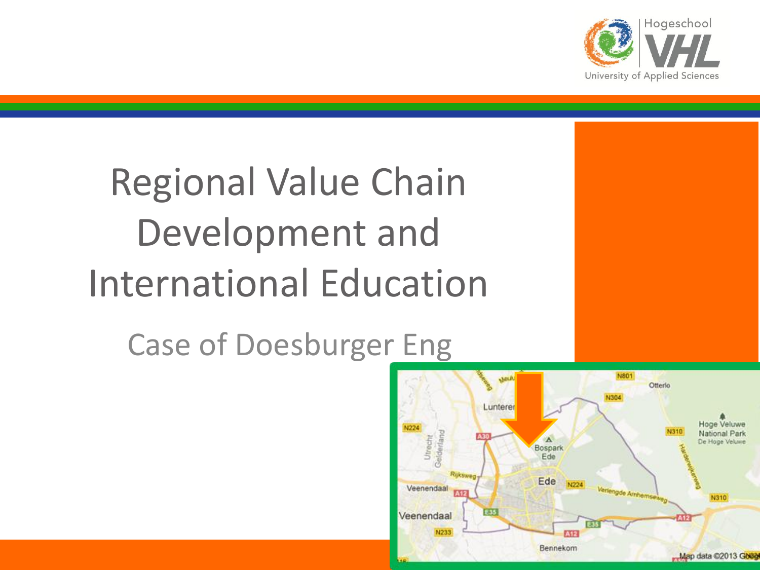# Regional Value Chain Development and International Education

## Case of Doesburger Eng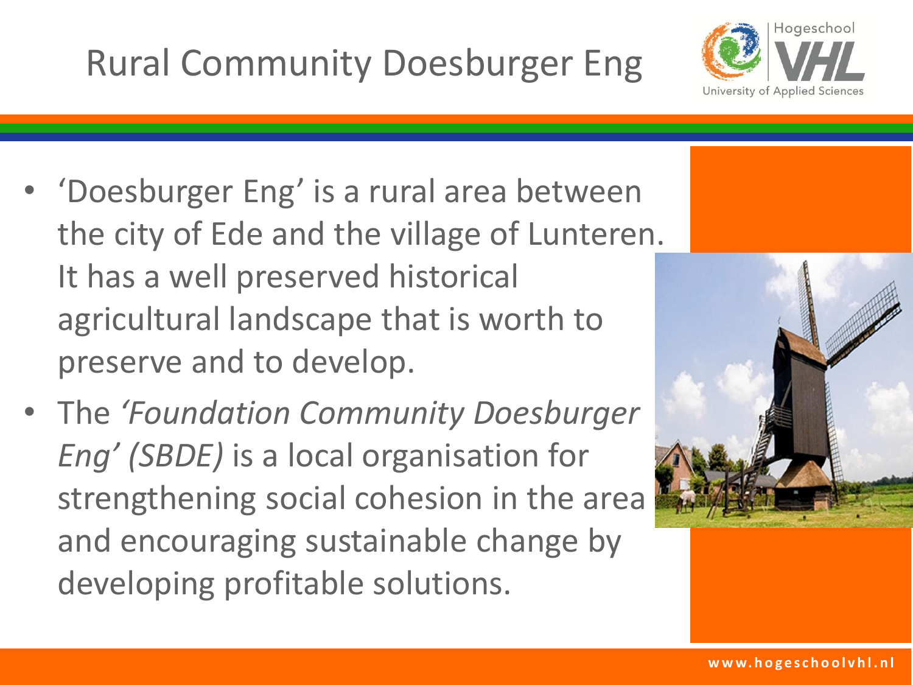# Rural Community Doesburger Eng

- 'Doesburger Eng' is a rural area between the city of Ede and the village of Lunteren. It has a well preserved historical agricultural landscape that is worth to preserve and to develop.
- The *'Foundation Community Doesburger Eng' (SBDE)* is a local organisation for strengthening social cohesion in the area and encouraging sustainable change by developing profitable solutions.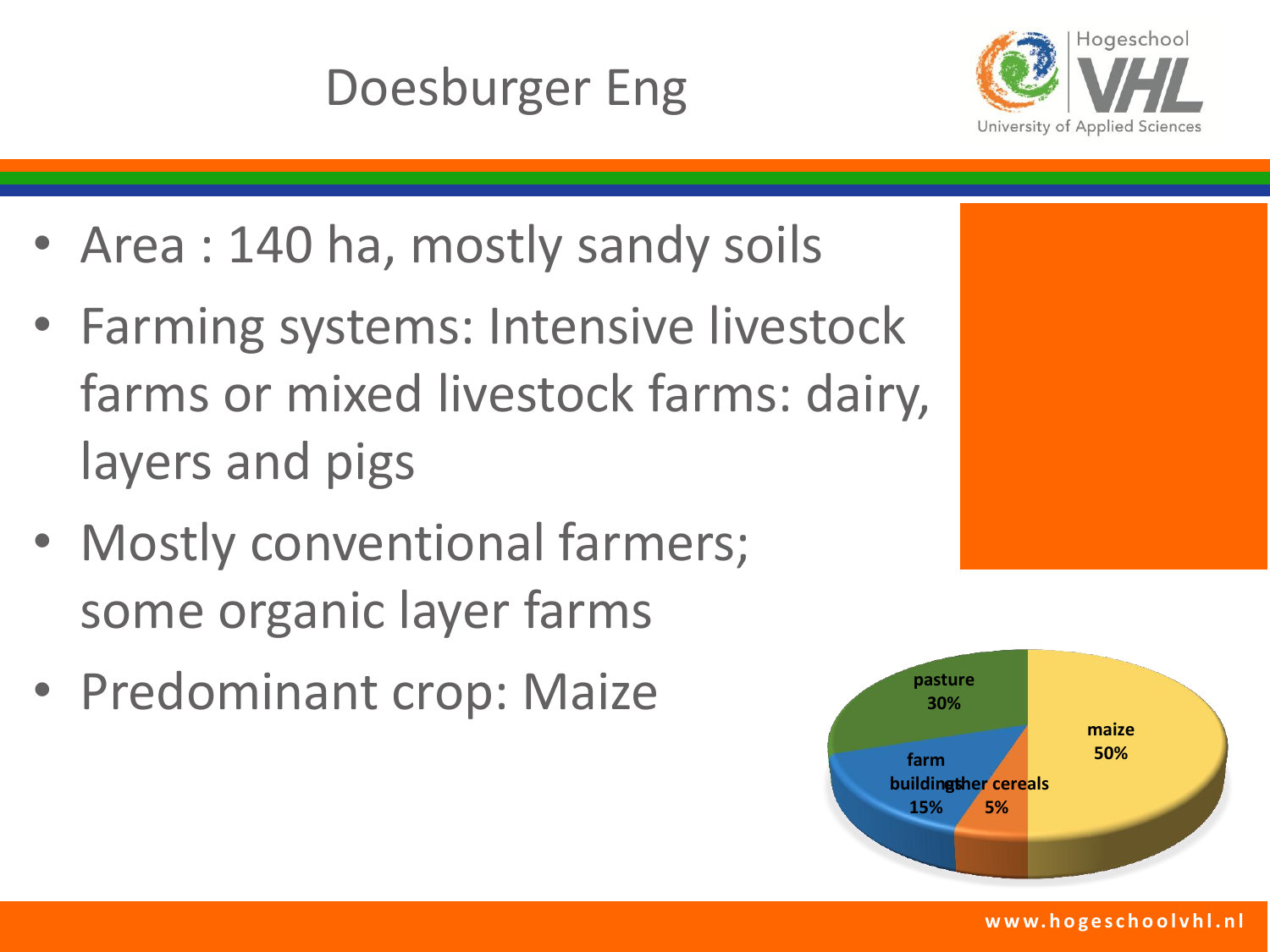# Doesburger Eng

- Area : 140 ha, mostly sandy soils
- Farming systems: Intensive livestock farms or mixed livestock farms: dairy, layers and pigs
- Mostly conventional farmers; some organic layer farms
- Predominant crop: Maize

| Land use | Share |
|---|---|
| maize | 50% |
| pasture | 30% |
| farm buildings | 15% |
| other cereals | 5% |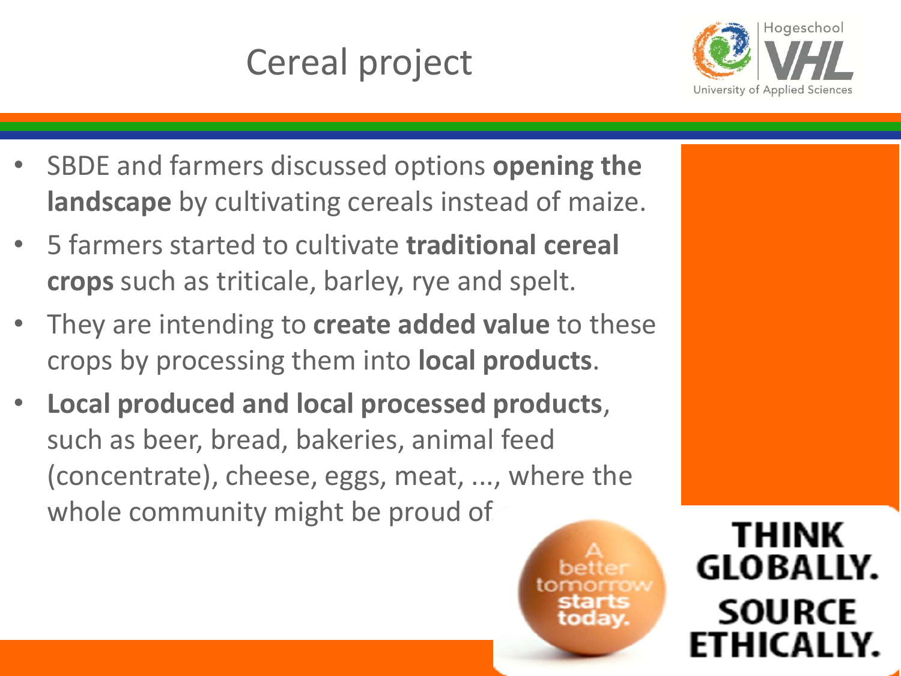# Cereal project

- SBDE and farmers discussed options **opening the landscape** by cultivating cereals instead of maize.
- 5 farmers started to cultivate **traditional cereal crops** such as triticale, barley, rye and spelt.
- They are intending to **create added value** to these crops by processing them into **local products**.
- **Local produced and local processed products**, such as beer, bread, bakeries, animal feed (concentrate), cheese, eggs, meat, ..., where the whole community might be proud of.

A better tomorrow starts today.

THINK GLOBALLY. SOURCE ETHICALLY.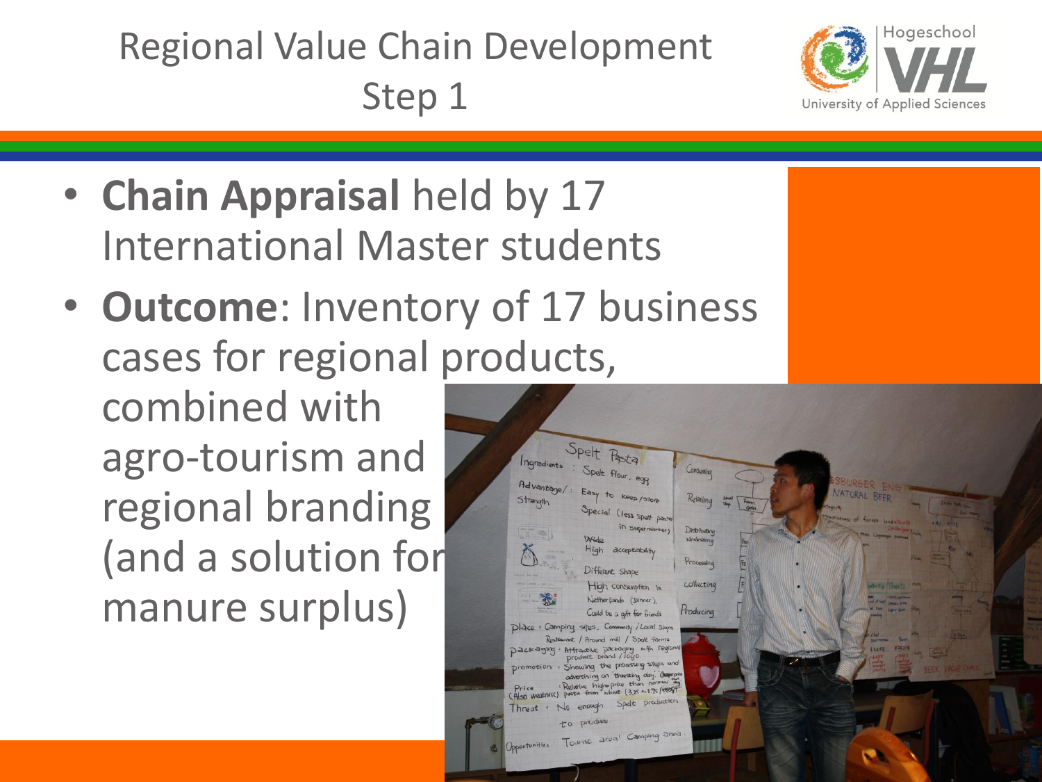# Regional Value Chain Development Step 1

- **Chain Appraisal** held by 17 International Master students
- **Outcome**: Inventory of 17 business cases for regional products, combined with agro-tourism and regional branding (and a solution for manure surplus)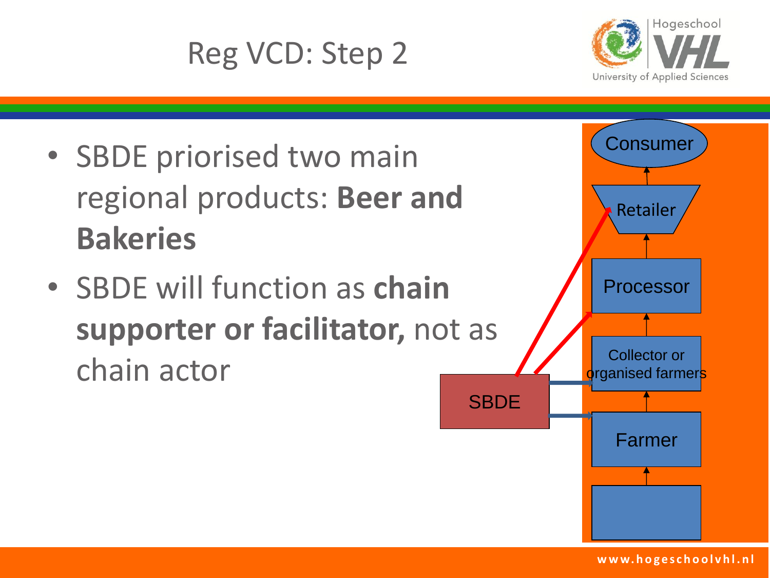# Reg VCD: Step 2

- SBDE priorised two main regional products: **Beer and Bakeries**
- SBDE will function as **chain supporter or facilitator,** not as chain actor

Consumer

Retailer

Processor

Collector or organised farmers

Farmer

SBDE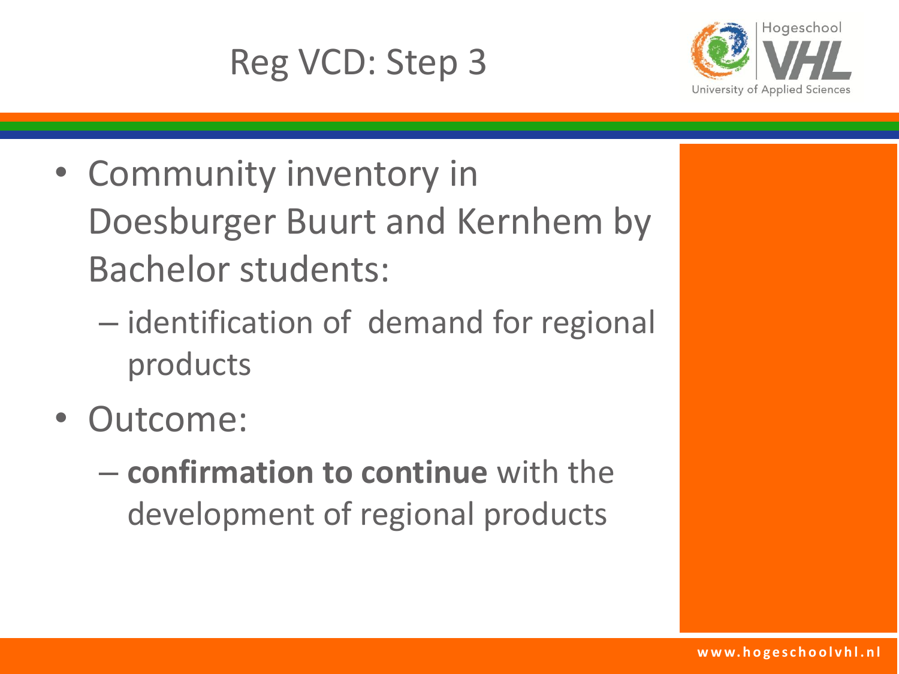# Reg VCD: Step 3

- Community inventory in Doesburger Buurt and Kernhem by Bachelor students:
  - identification of demand for regional products
- Outcome:
  - **confirmation to continue** with the development of regional products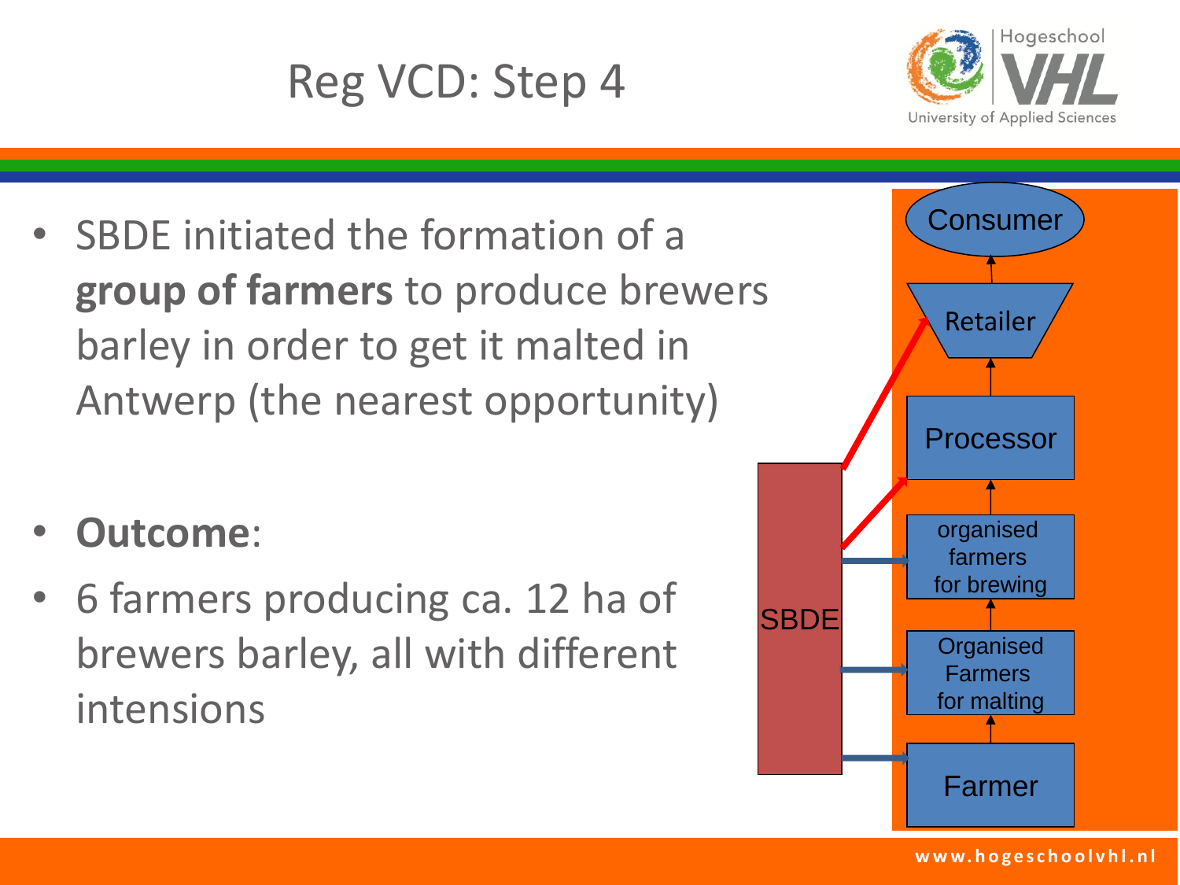# Reg VCD: Step 4

- SBDE initiated the formation of a **group of farmers** to produce brewers barley in order to get it malted in Antwerp (the nearest opportunity)

- **Outcome**:
- 6 farmers producing ca. 12 ha of brewers barley, all with different intensions

Consumer

Retailer

Processor

organised farmers for brewing

Organised Farmers for malting

Farmer

SBDE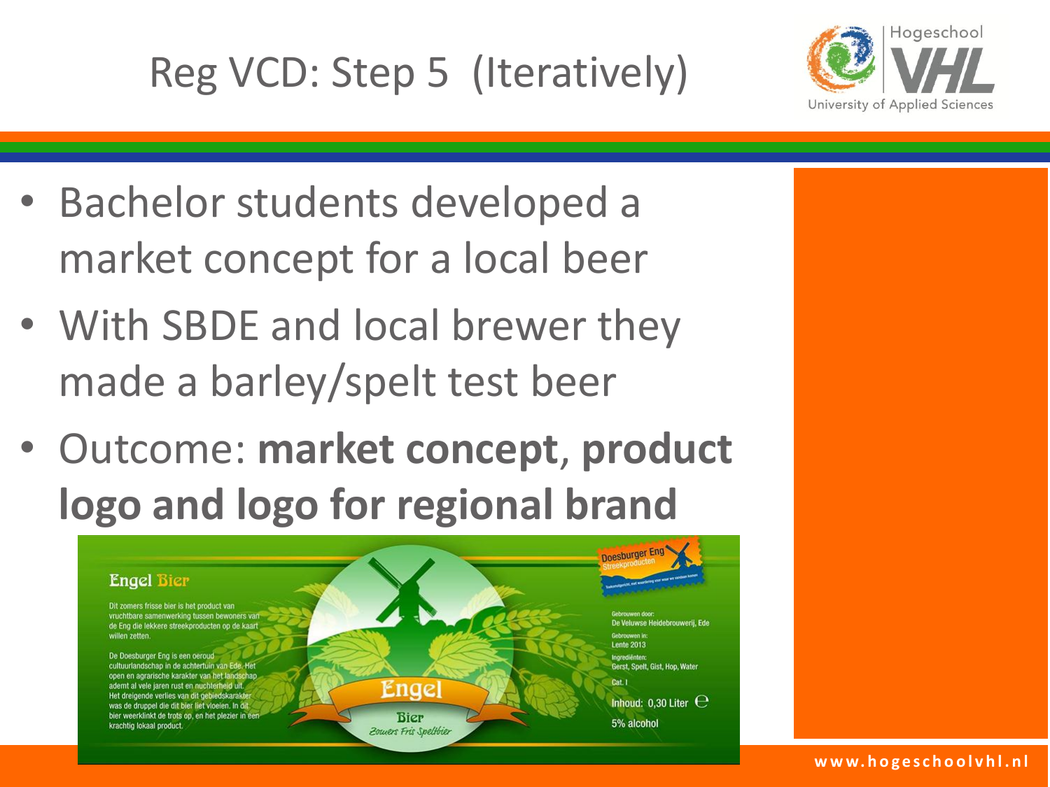# Reg VCD: Step 5 (Iteratively)

- Bachelor students developed a market concept for a local beer
- With SBDE and local brewer they made a barley/spelt test beer
- Outcome: **market concept**, **product logo and logo for regional brand**

Engel Bier

Dit zomers frisse bier is het product van vruchtbare samenwerking tussen bewoners van de Eng die lekkere streekproducten op de kaart willen zetten.

De Doesburger Eng is een oeroud cultuurlandschap in de achtertuin van Ede. Het open en agrarische karakter van het landschap ademt al vele jaren rust en nuchterheid uit. Het dreigende verlies van dit gebiedskarakter was de druppel die dit bier liet vloeien. In dit bier weerklinkt de trots op, en het plezier in een krachtig lokaal product.

Engel Bier Zomers Fris Speltbier

Doesburger Eng Streekproducten

Gebrouwen door: De Veluwse Heidebrouwerij, Ede

Gebrouwen in: Lente 2013

Ingrediënten: Gerst, Spelt, Gist, Hop, Water

Cat. I

Inhoud: 0,30 Liter ℮

5% alcohol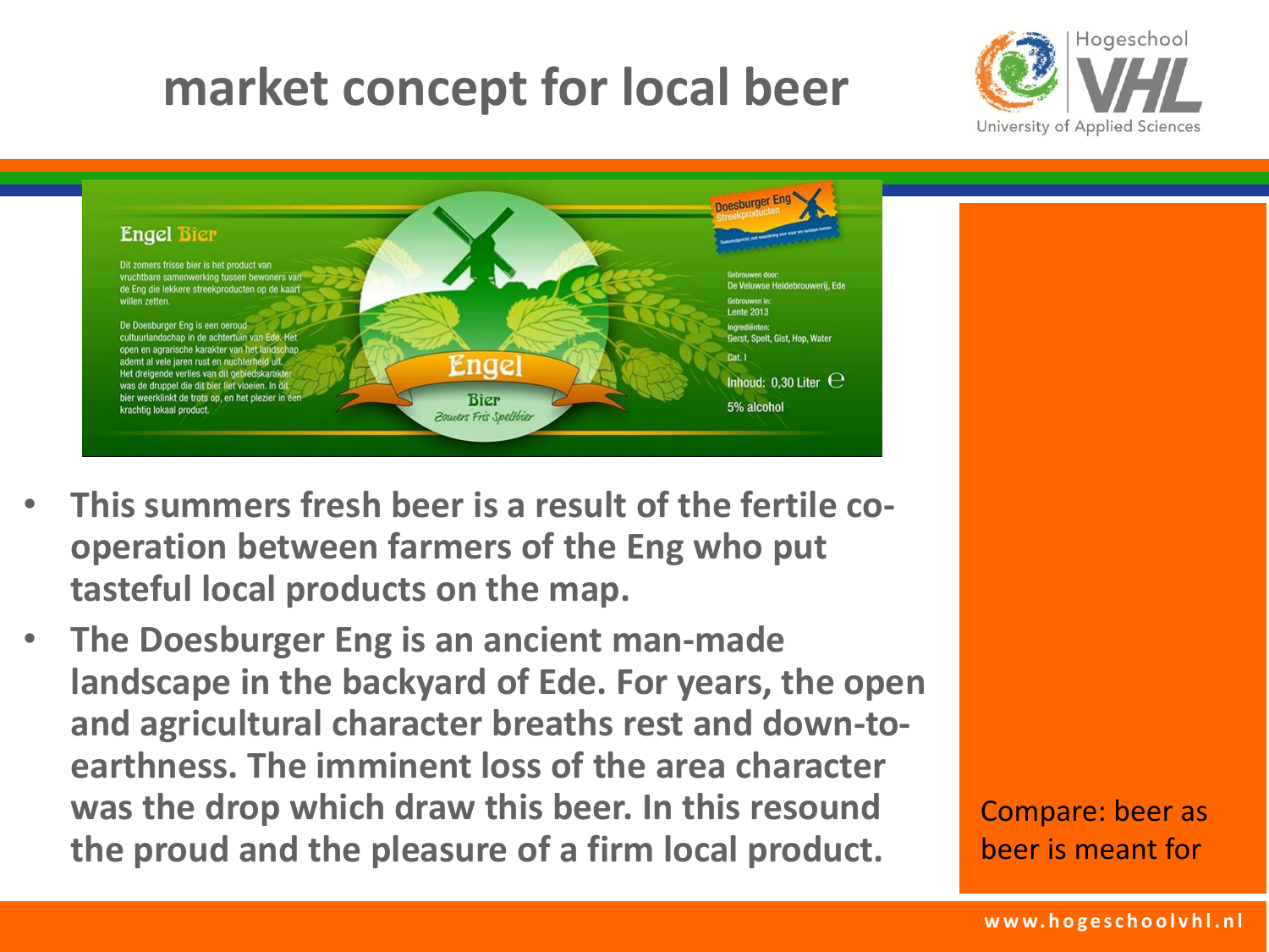# market concept for local beer

**Engel Bier**

Dit zomers frisse bier is het product van vruchtbare samenwerking tussen bewoners van de Eng die lekkere streekproducten op de kaart willen zetten.

De Doesburger Eng is een oeroud cultuurlandschap in de achtertuin van Ede. Het open en agrarische karakter van het landschap ademt al vele jaren rust en nuchterheid uit. Het dreigende verlies van dit gebiedskarakter was de druppel die dit bier liet vloeien. In dit bier weerklinkt de trots op, en het plezier in een krachtig lokaal product.

Engel Bier – Zomers Fris Speltbier

Doesburger Eng Streekproducten

Gebrouwen door: De Veluwse Heidebrouwerij, Ede
Gebrouwen in: Lente 2013
Ingrediënten: Gerst, Spelt, Gist, Hop, Water
Cat. I
Inhoud: 0,30 Liter ℮
5% alcohol

- **This summers fresh beer is a result of the fertile co-operation between farmers of the Eng who put tasteful local products on the map.**
- **The Doesburger Eng is an ancient man-made landscape in the backyard of Ede. For years, the open and agricultural character breaths rest and down-to-earthness. The imminent loss of the area character was the drop which draw this beer. In this resound the proud and the pleasure of a firm local product.**

Compare: beer as beer is meant for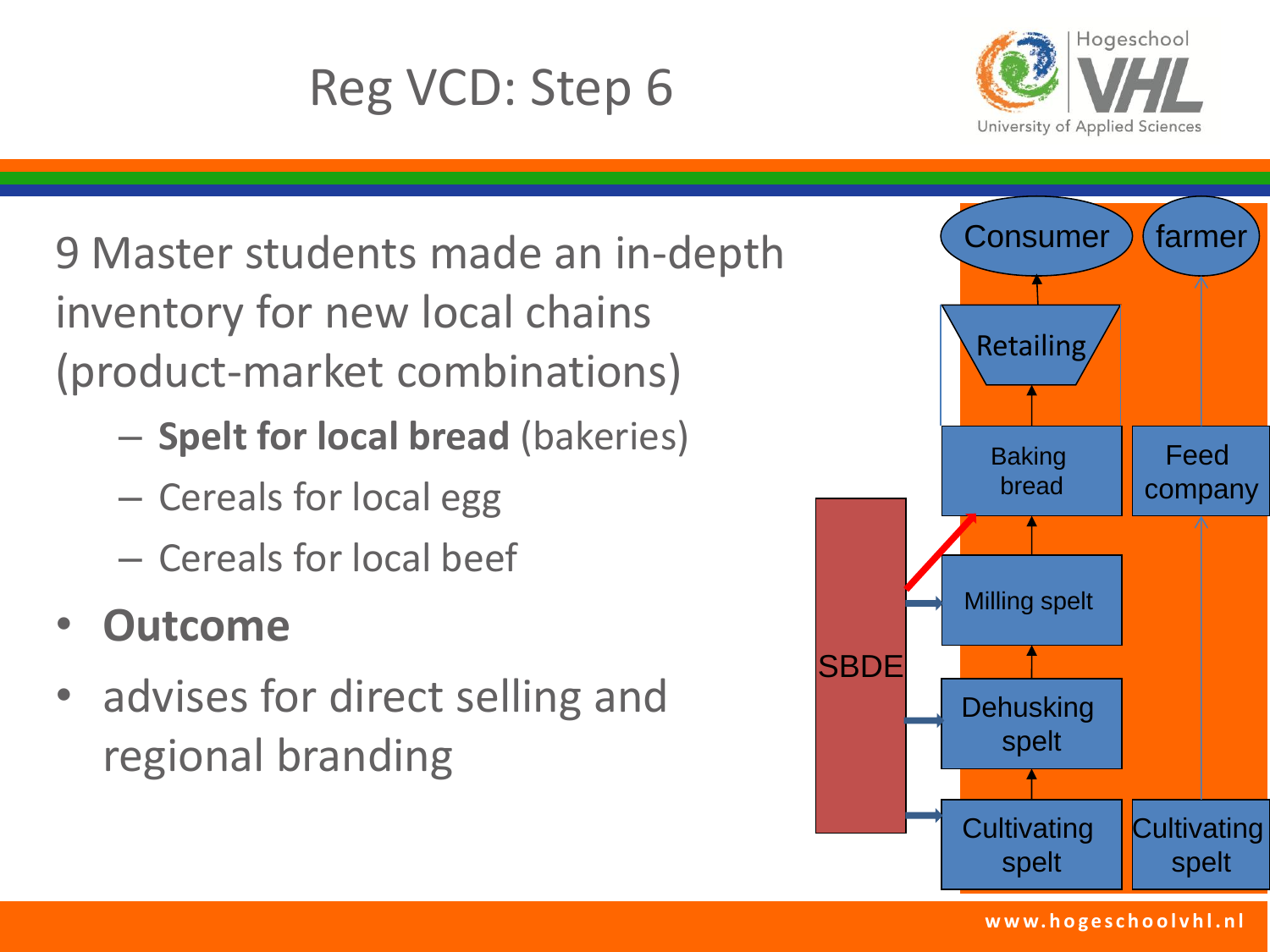# Reg VCD: Step 6

9 Master students made an in-depth inventory for new local chains (product-market combinations)

- **Spelt for local bread** (bakeries)
- Cereals for local egg
- Cereals for local beef

- **Outcome**
- advises for direct selling and regional branding

Consumer

farmer

Retailing

Baking bread

Feed company

Milling spelt

SBDE

Dehusking spelt

Cultivating spelt

Cultivating spelt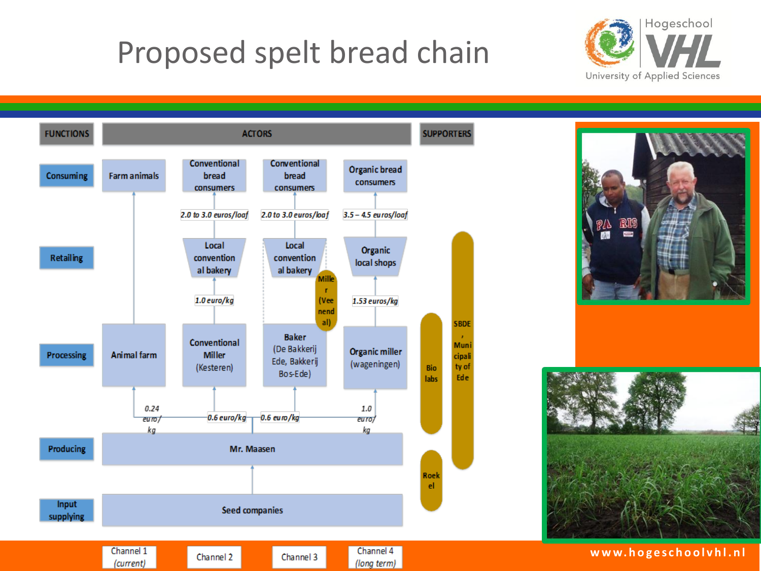# Proposed spelt bread chain

| FUNCTIONS | ACTORS | | | | SUPPORTERS |
|---|---|---|---|---|---|
| Consuming | Farm animals | Conventional bread consumers | Conventional bread consumers | Organic bread consumers | |
| | | 2.0 to 3.0 euros/loaf | 2.0 to 3.0 euros/loaf | 3.5 – 4.5 euros/loaf | |
| Retailing | | Local conventional bakery | Local conventional bakery | Organic local shops | SBDE, Municipality of Ede |
| | | 1.0 euro/kg | Miller (Veenendaal) | 1.53 euros/kg | |
| Processing | Animal farm | Conventional Miller (Kesteren) | Baker (De Bakkerij Ede, Bakkerij Bos-Ede) | Organic miller (wageningen) | Bio labs |
| | 0.24 euro/kg | 0.6 euro/kg | 0.6 euro/kg | 1.0 euro/kg | |
| Producing | Mr. Maasen | | | | |
| Input supplying | Seed companies | | | | Roekel |
| | Channel 1 (current) | Channel 2 | Channel 3 | Channel 4 (long term) | |

www.hogeschoolvhl.nl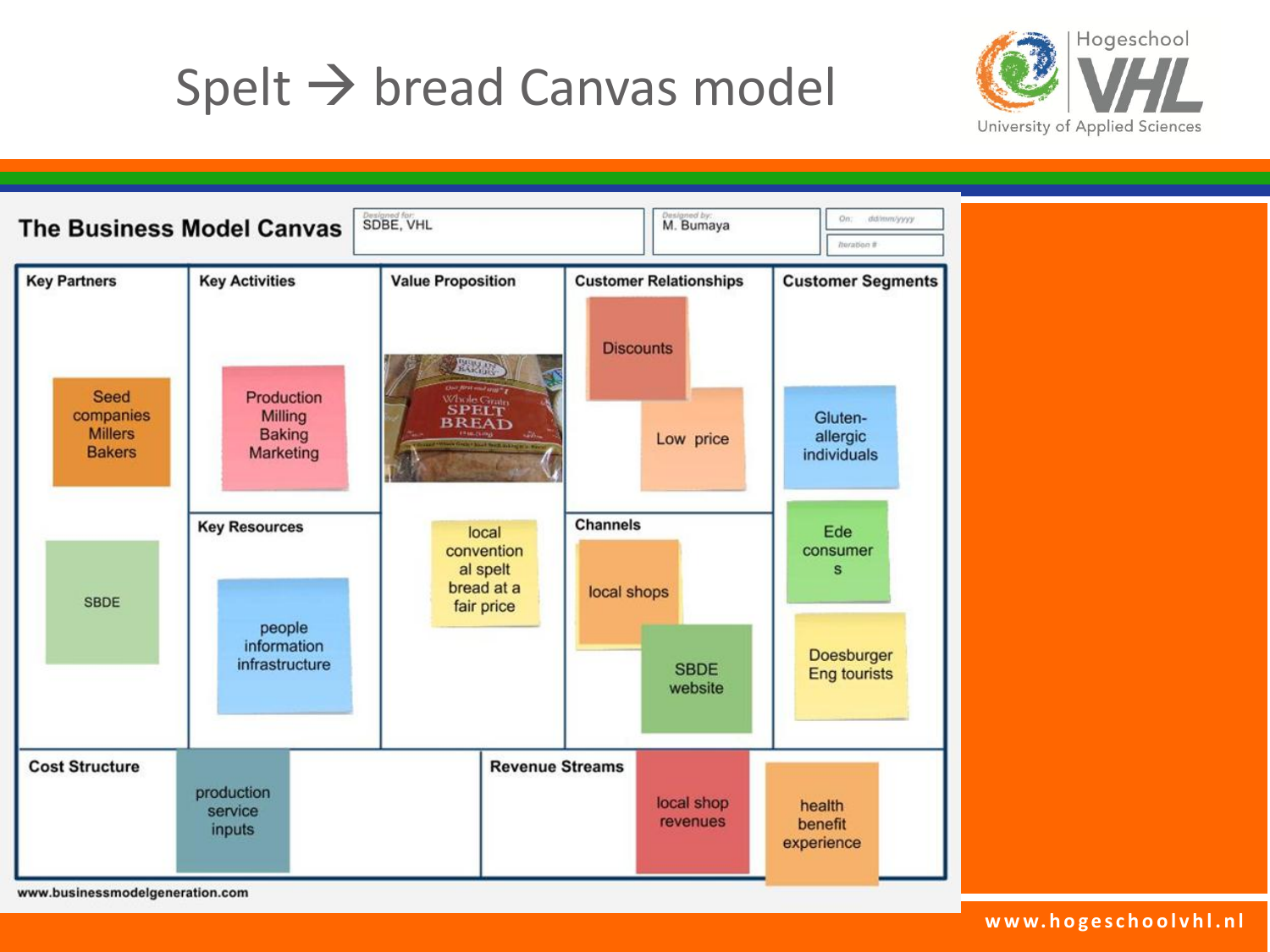# Spelt → bread Canvas model

## The Business Model Canvas

Designed for: SDBE, VHL

Designed by: M. Bumaya

On: dd/mm/yyyy

Iteration #

| Key Partners | Key Activities | Value Proposition | Customer Relationships | Customer Segments |
|---|---|---|---|---|
| Seed companies Millers Bakers<br>SBDE | Production Milling Baking Marketing | local conventional spelt bread at a fair price | Discounts<br>Low price | Gluten-allergic individuals<br>Ede consumers<br>Doesburger Eng tourists |
| | **Key Resources**<br>people information infrastructure | | **Channels**<br>local shops<br>SBDE website | |

| Cost Structure | Revenue Streams |
|---|---|
| production service inputs | local shop revenues<br>health benefit experience |

www.businessmodelgeneration.com

www.hogeschoolvhl.nl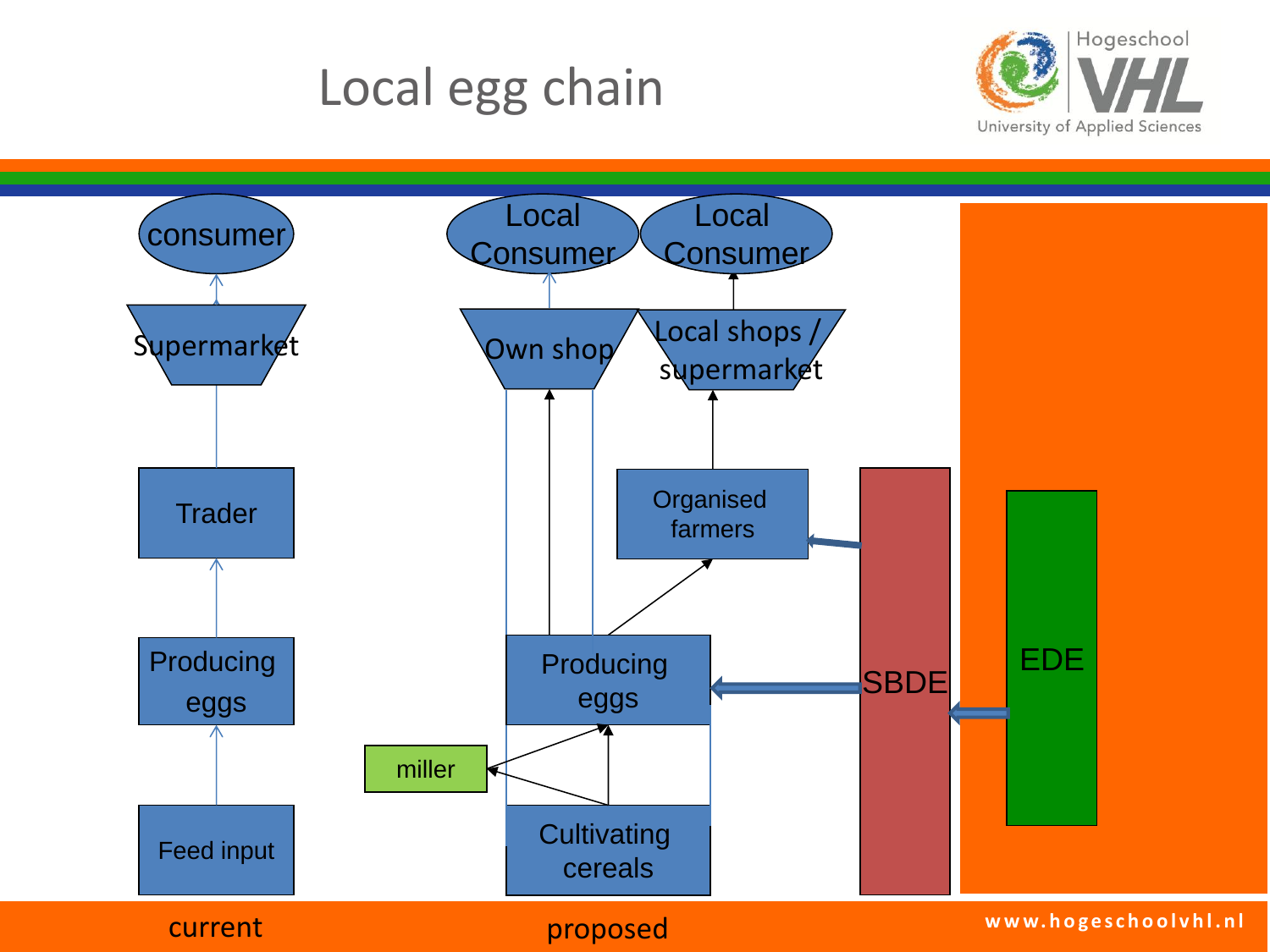# Local egg chain

**current**

- consumer
- Supermarket
- Trader
- Producing eggs
- Feed input

**proposed**

- Local Consumer
- Local Consumer
- Own shop
- Local shops / supermarket
- Organised farmers
- Producing eggs
- miller
- Cultivating cereals
- SBDE
- EDE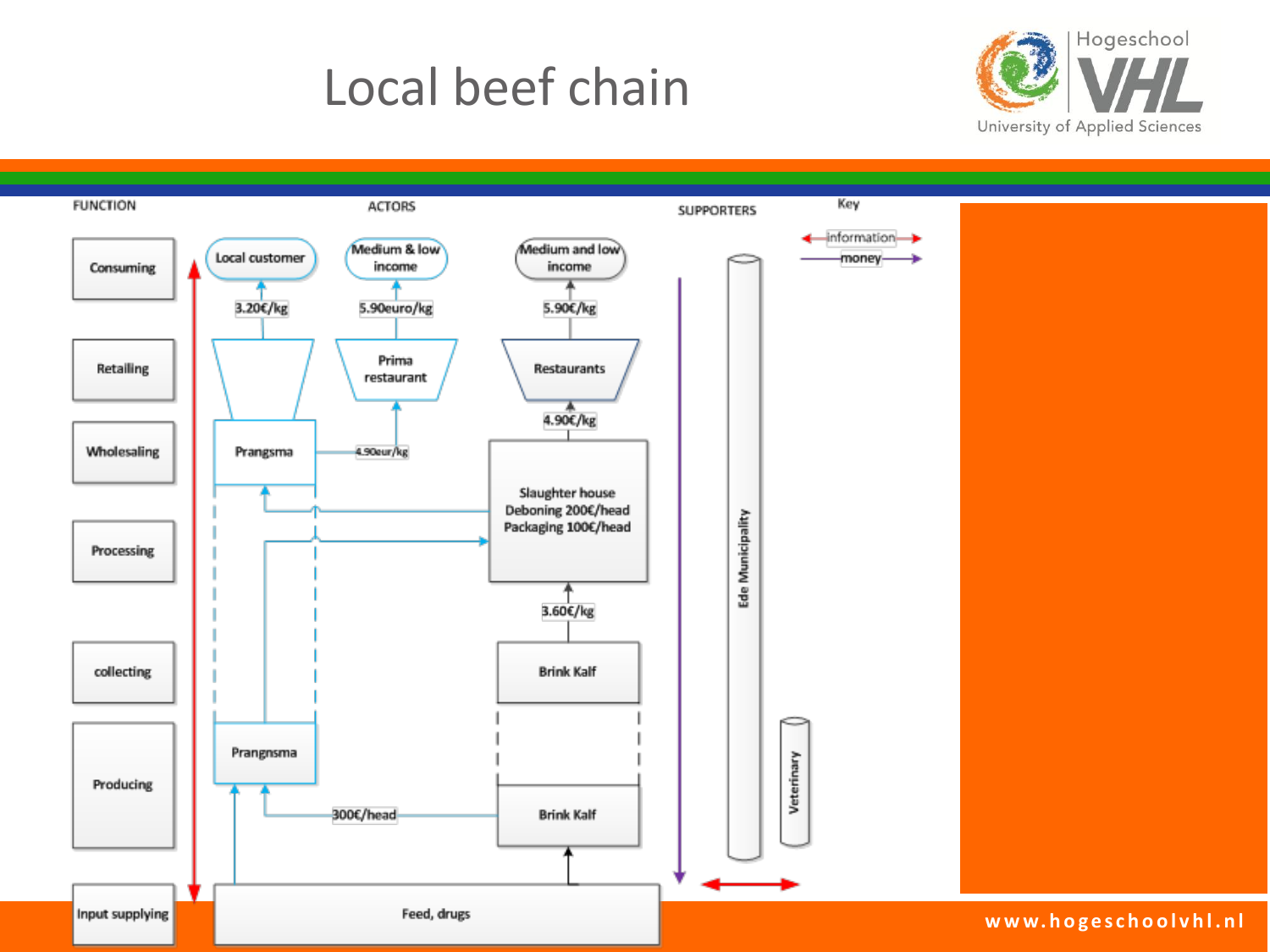# Local beef chain

FUNCTION

- Consuming
- Retailing
- Wholesaling
- Processing
- collecting
- Producing
- Input supplying

ACTORS

- Local customer
- 3.20€/kg
- Medium & low income
- 5.90euro/kg
- Prima restaurant
- 4.90eur/kg
- Medium and low income
- 5.90€/kg
- Restaurants
- 4.90€/kg
- Prangsma
- Slaughter house
  - Deboning 200€/head
  - Packaging 100€/head
- 3.60€/kg
- Brink Kalf
- Prangnsma
- 300€/head
- Brink Kalf
- Feed, drugs

SUPPORTERS

- Ede Municipality
- Veterinary

Key

- information
- money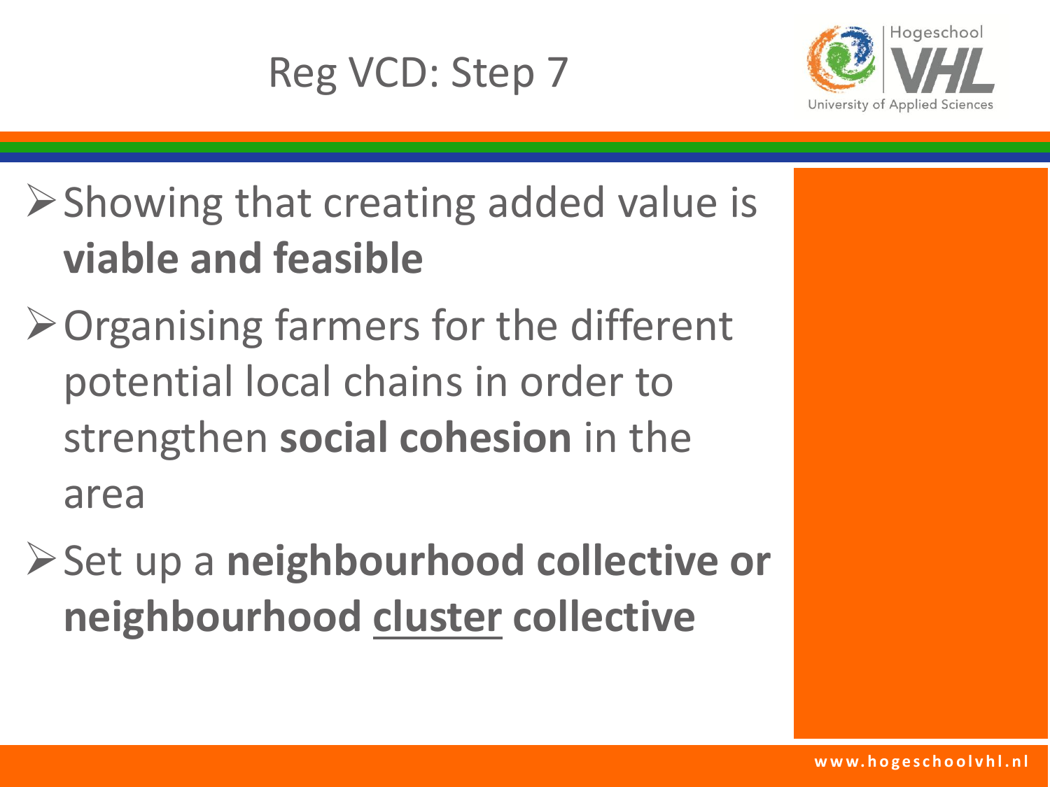# Reg VCD: Step 7

- Showing that creating added value is **viable and feasible**
- Organising farmers for the different potential local chains in order to strengthen **social cohesion** in the area
- Set up a **neighbourhood collective or neighbourhood <u>cluster</u> collective**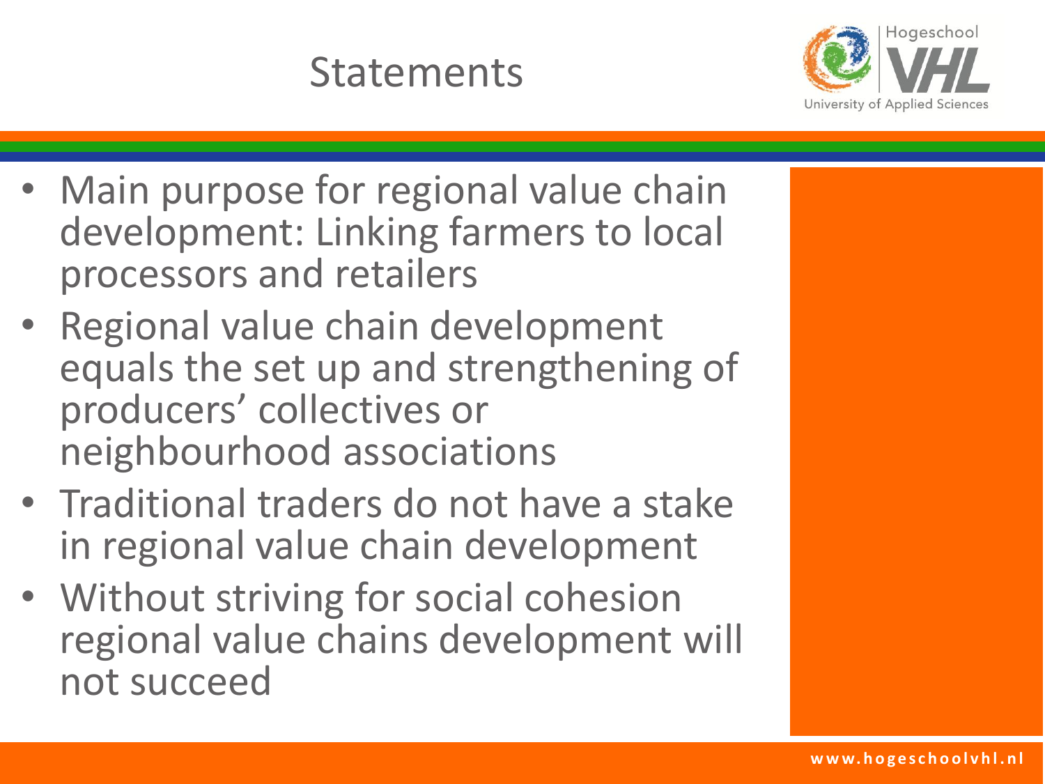# Statements

- Main purpose for regional value chain development: Linking farmers to local processors and retailers
- Regional value chain development equals the set up and strengthening of producers' collectives or neighbourhood associations
- Traditional traders do not have a stake in regional value chain development
- Without striving for social cohesion regional value chains development will not succeed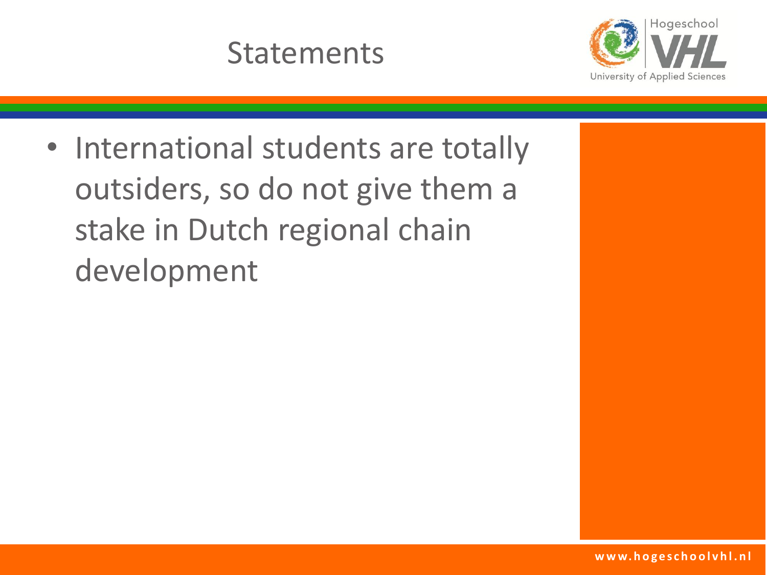# Statements

- International students are totally outsiders, so do not give them a stake in Dutch regional chain development